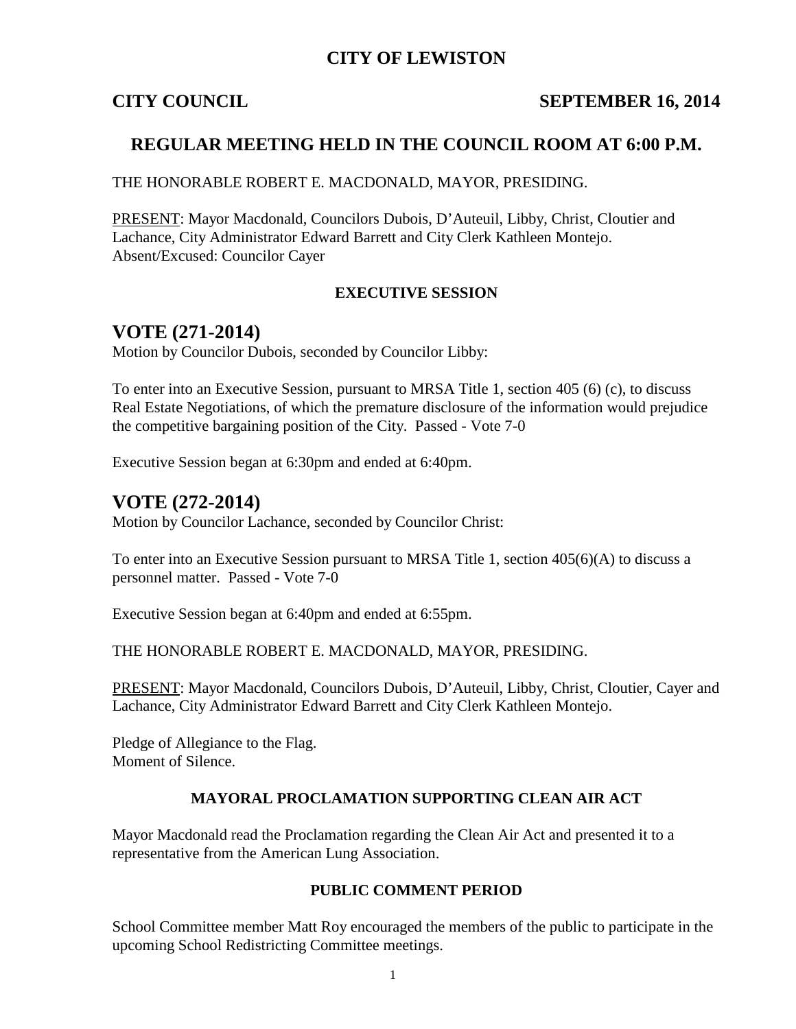# CITY OF LEWISTON

**CITY COUNCIL** **SEPTEMBER 16, 2014**

## REGULAR MEETING HELD IN THE COUNCIL ROOM AT 6:00 P.M.

THE HONORABLE ROBERT E. MACDONALD, MAYOR, PRESIDING.

PRESENT: Mayor Macdonald, Councilors Dubois, D'Auteuil, Libby, Christ, Cloutier and Lachance, City Administrator Edward Barrett and City Clerk Kathleen Montejo.
Absent/Excused: Councilor Cayer

### EXECUTIVE SESSION

## VOTE (271-2014)

Motion by Councilor Dubois, seconded by Councilor Libby:

To enter into an Executive Session, pursuant to MRSA Title 1, section 405 (6) (c), to discuss Real Estate Negotiations, of which the premature disclosure of the information would prejudice the competitive bargaining position of the City. Passed - Vote 7-0

Executive Session began at 6:30pm and ended at 6:40pm.

## VOTE (272-2014)

Motion by Councilor Lachance, seconded by Councilor Christ:

To enter into an Executive Session pursuant to MRSA Title 1, section 405(6)(A) to discuss a personnel matter. Passed - Vote 7-0

Executive Session began at 6:40pm and ended at 6:55pm.

THE HONORABLE ROBERT E. MACDONALD, MAYOR, PRESIDING.

PRESENT: Mayor Macdonald, Councilors Dubois, D'Auteuil, Libby, Christ, Cloutier, Cayer and Lachance, City Administrator Edward Barrett and City Clerk Kathleen Montejo.

Pledge of Allegiance to the Flag.
Moment of Silence.

### MAYORAL PROCLAMATION SUPPORTING CLEAN AIR ACT

Mayor Macdonald read the Proclamation regarding the Clean Air Act and presented it to a representative from the American Lung Association.

### PUBLIC COMMENT PERIOD

School Committee member Matt Roy encouraged the members of the public to participate in the upcoming School Redistricting Committee meetings.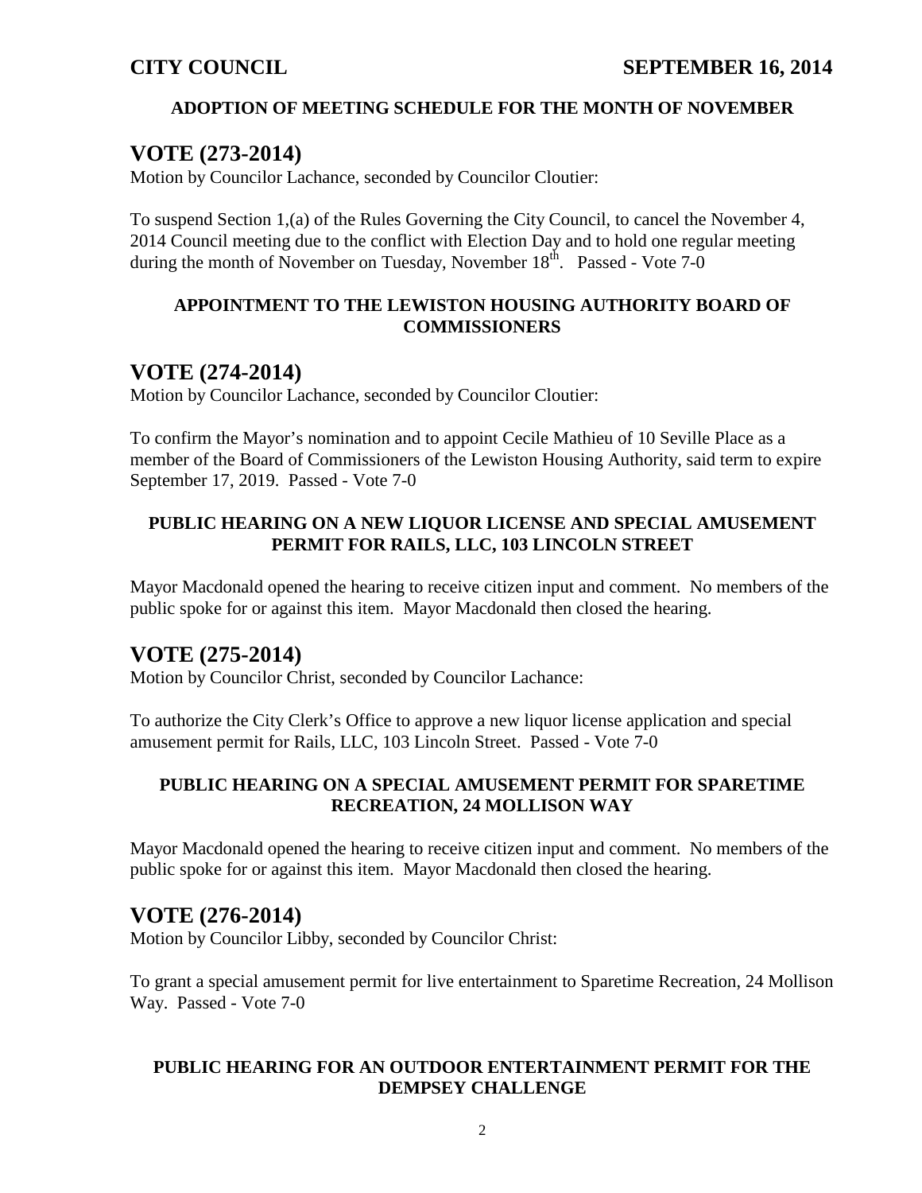**ADOPTION OF MEETING SCHEDULE FOR THE MONTH OF NOVEMBER**

## VOTE (273-2014)

Motion by Councilor Lachance, seconded by Councilor Cloutier:

To suspend Section 1,(a) of the Rules Governing the City Council, to cancel the November 4, 2014 Council meeting due to the conflict with Election Day and to hold one regular meeting during the month of November on Tuesday, November 18th. Passed - Vote 7-0

**APPOINTMENT TO THE LEWISTON HOUSING AUTHORITY BOARD OF COMMISSIONERS**

## VOTE (274-2014)

Motion by Councilor Lachance, seconded by Councilor Cloutier:

To confirm the Mayor's nomination and to appoint Cecile Mathieu of 10 Seville Place as a member of the Board of Commissioners of the Lewiston Housing Authority, said term to expire September 17, 2019. Passed - Vote 7-0

**PUBLIC HEARING ON A NEW LIQUOR LICENSE AND SPECIAL AMUSEMENT PERMIT FOR RAILS, LLC, 103 LINCOLN STREET**

Mayor Macdonald opened the hearing to receive citizen input and comment. No members of the public spoke for or against this item. Mayor Macdonald then closed the hearing.

## VOTE (275-2014)

Motion by Councilor Christ, seconded by Councilor Lachance:

To authorize the City Clerk's Office to approve a new liquor license application and special amusement permit for Rails, LLC, 103 Lincoln Street. Passed - Vote 7-0

**PUBLIC HEARING ON A SPECIAL AMUSEMENT PERMIT FOR SPARETIME RECREATION, 24 MOLLISON WAY**

Mayor Macdonald opened the hearing to receive citizen input and comment. No members of the public spoke for or against this item. Mayor Macdonald then closed the hearing.

## VOTE (276-2014)

Motion by Councilor Libby, seconded by Councilor Christ:

To grant a special amusement permit for live entertainment to Sparetime Recreation, 24 Mollison Way. Passed - Vote 7-0

**PUBLIC HEARING FOR AN OUTDOOR ENTERTAINMENT PERMIT FOR THE DEMPSEY CHALLENGE**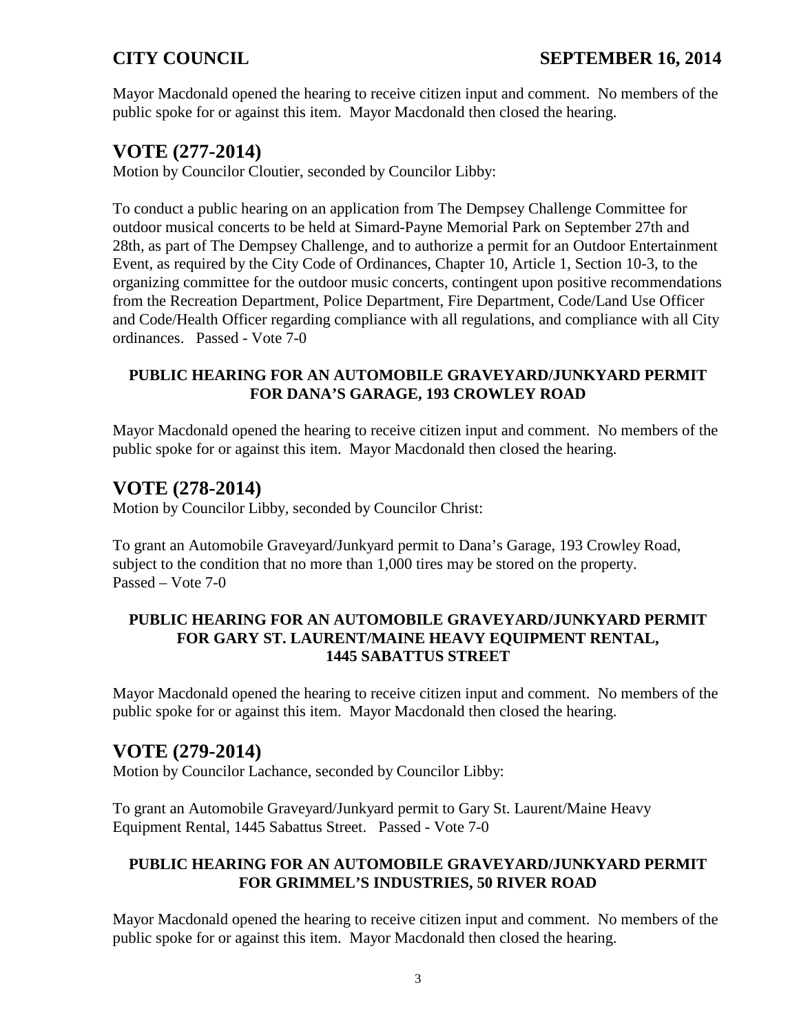Mayor Macdonald opened the hearing to receive citizen input and comment. No members of the public spoke for or against this item. Mayor Macdonald then closed the hearing.

## VOTE (277-2014)

Motion by Councilor Cloutier, seconded by Councilor Libby:

To conduct a public hearing on an application from The Dempsey Challenge Committee for outdoor musical concerts to be held at Simard-Payne Memorial Park on September 27th and 28th, as part of The Dempsey Challenge, and to authorize a permit for an Outdoor Entertainment Event, as required by the City Code of Ordinances, Chapter 10, Article 1, Section 10-3, to the organizing committee for the outdoor music concerts, contingent upon positive recommendations from the Recreation Department, Police Department, Fire Department, Code/Land Use Officer and Code/Health Officer regarding compliance with all regulations, and compliance with all City ordinances. Passed - Vote 7-0

**PUBLIC HEARING FOR AN AUTOMOBILE GRAVEYARD/JUNKYARD PERMIT FOR DANA'S GARAGE, 193 CROWLEY ROAD**

Mayor Macdonald opened the hearing to receive citizen input and comment. No members of the public spoke for or against this item. Mayor Macdonald then closed the hearing.

## VOTE (278-2014)

Motion by Councilor Libby, seconded by Councilor Christ:

To grant an Automobile Graveyard/Junkyard permit to Dana's Garage, 193 Crowley Road, subject to the condition that no more than 1,000 tires may be stored on the property. Passed – Vote 7-0

**PUBLIC HEARING FOR AN AUTOMOBILE GRAVEYARD/JUNKYARD PERMIT FOR GARY ST. LAURENT/MAINE HEAVY EQUIPMENT RENTAL, 1445 SABATTUS STREET**

Mayor Macdonald opened the hearing to receive citizen input and comment. No members of the public spoke for or against this item. Mayor Macdonald then closed the hearing.

## VOTE (279-2014)

Motion by Councilor Lachance, seconded by Councilor Libby:

To grant an Automobile Graveyard/Junkyard permit to Gary St. Laurent/Maine Heavy Equipment Rental, 1445 Sabattus Street. Passed - Vote 7-0

**PUBLIC HEARING FOR AN AUTOMOBILE GRAVEYARD/JUNKYARD PERMIT FOR GRIMMEL'S INDUSTRIES, 50 RIVER ROAD**

Mayor Macdonald opened the hearing to receive citizen input and comment. No members of the public spoke for or against this item. Mayor Macdonald then closed the hearing.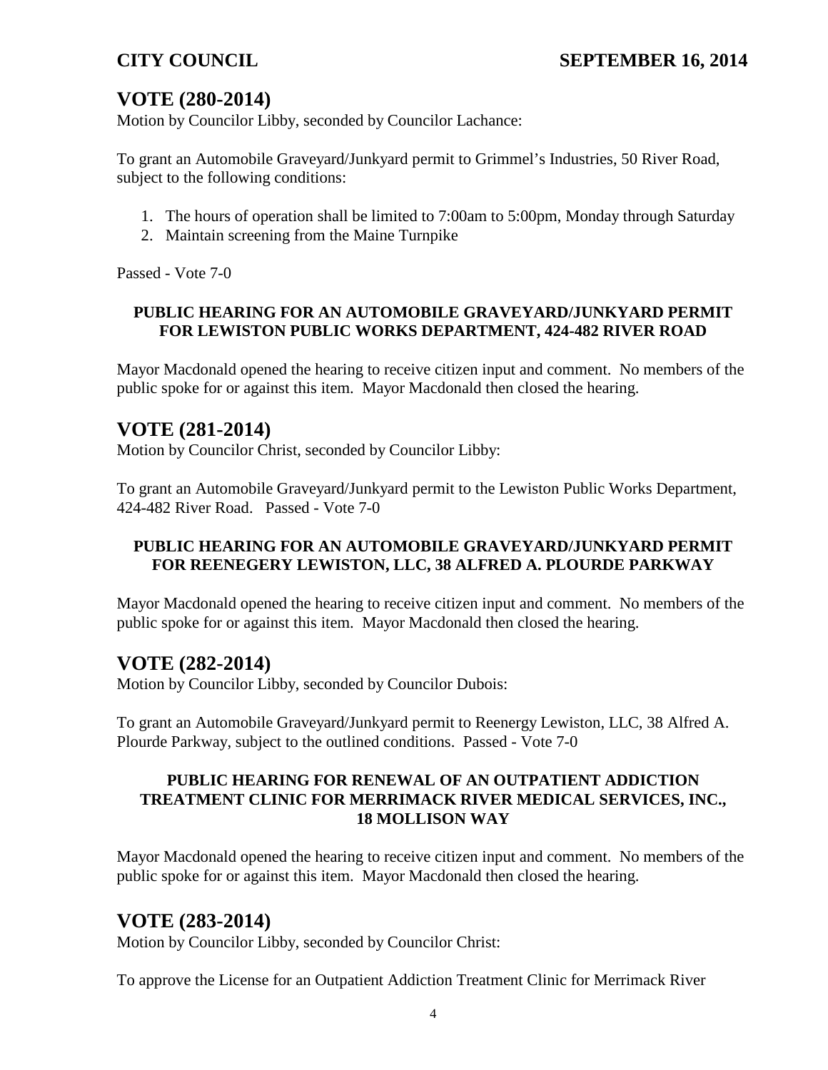## VOTE (280-2014)

Motion by Councilor Libby, seconded by Councilor Lachance:

To grant an Automobile Graveyard/Junkyard permit to Grimmel's Industries, 50 River Road, subject to the following conditions:

1. The hours of operation shall be limited to 7:00am to 5:00pm, Monday through Saturday
2. Maintain screening from the Maine Turnpike

Passed - Vote 7-0

**PUBLIC HEARING FOR AN AUTOMOBILE GRAVEYARD/JUNKYARD PERMIT FOR LEWISTON PUBLIC WORKS DEPARTMENT, 424-482 RIVER ROAD**

Mayor Macdonald opened the hearing to receive citizen input and comment. No members of the public spoke for or against this item. Mayor Macdonald then closed the hearing.

## VOTE (281-2014)

Motion by Councilor Christ, seconded by Councilor Libby:

To grant an Automobile Graveyard/Junkyard permit to the Lewiston Public Works Department, 424-482 River Road. Passed - Vote 7-0

**PUBLIC HEARING FOR AN AUTOMOBILE GRAVEYARD/JUNKYARD PERMIT FOR REENEGERY LEWISTON, LLC, 38 ALFRED A. PLOURDE PARKWAY**

Mayor Macdonald opened the hearing to receive citizen input and comment. No members of the public spoke for or against this item. Mayor Macdonald then closed the hearing.

## VOTE (282-2014)

Motion by Councilor Libby, seconded by Councilor Dubois:

To grant an Automobile Graveyard/Junkyard permit to Reenergy Lewiston, LLC, 38 Alfred A. Plourde Parkway, subject to the outlined conditions. Passed - Vote 7-0

**PUBLIC HEARING FOR RENEWAL OF AN OUTPATIENT ADDICTION TREATMENT CLINIC FOR MERRIMACK RIVER MEDICAL SERVICES, INC., 18 MOLLISON WAY**

Mayor Macdonald opened the hearing to receive citizen input and comment. No members of the public spoke for or against this item. Mayor Macdonald then closed the hearing.

## VOTE (283-2014)

Motion by Councilor Libby, seconded by Councilor Christ:

To approve the License for an Outpatient Addiction Treatment Clinic for Merrimack River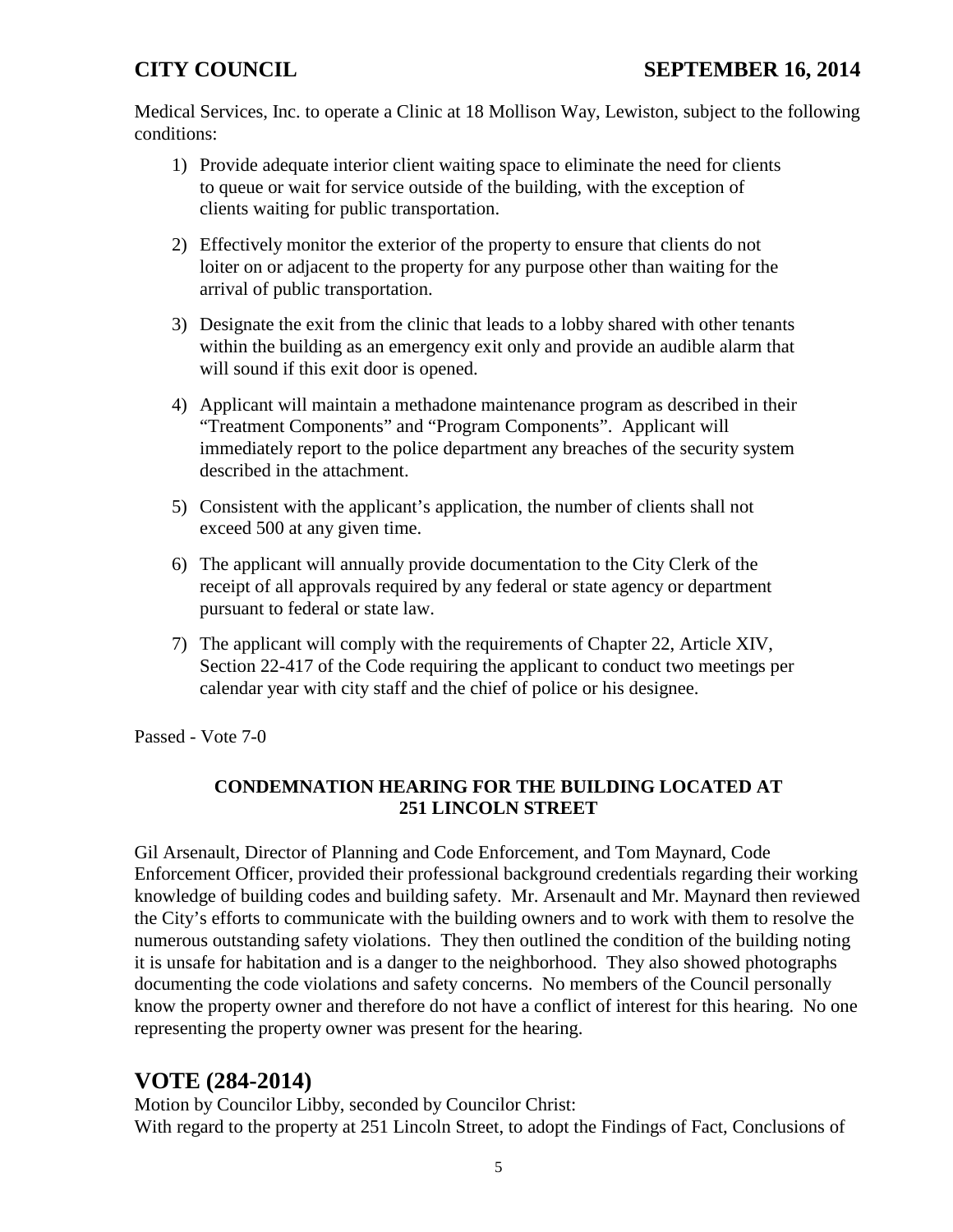Medical Services, Inc. to operate a Clinic at 18 Mollison Way, Lewiston, subject to the following conditions:

1) Provide adequate interior client waiting space to eliminate the need for clients to queue or wait for service outside of the building, with the exception of clients waiting for public transportation.

2) Effectively monitor the exterior of the property to ensure that clients do not loiter on or adjacent to the property for any purpose other than waiting for the arrival of public transportation.

3) Designate the exit from the clinic that leads to a lobby shared with other tenants within the building as an emergency exit only and provide an audible alarm that will sound if this exit door is opened.

4) Applicant will maintain a methadone maintenance program as described in their "Treatment Components" and "Program Components". Applicant will immediately report to the police department any breaches of the security system described in the attachment.

5) Consistent with the applicant's application, the number of clients shall not exceed 500 at any given time.

6) The applicant will annually provide documentation to the City Clerk of the receipt of all approvals required by any federal or state agency or department pursuant to federal or state law.

7) The applicant will comply with the requirements of Chapter 22, Article XIV, Section 22-417 of the Code requiring the applicant to conduct two meetings per calendar year with city staff and the chief of police or his designee.

Passed - Vote 7-0

### CONDEMNATION HEARING FOR THE BUILDING LOCATED AT 251 LINCOLN STREET

Gil Arsenault, Director of Planning and Code Enforcement, and Tom Maynard, Code Enforcement Officer, provided their professional background credentials regarding their working knowledge of building codes and building safety. Mr. Arsenault and Mr. Maynard then reviewed the City's efforts to communicate with the building owners and to work with them to resolve the numerous outstanding safety violations. They then outlined the condition of the building noting it is unsafe for habitation and is a danger to the neighborhood. They also showed photographs documenting the code violations and safety concerns. No members of the Council personally know the property owner and therefore do not have a conflict of interest for this hearing. No one representing the property owner was present for the hearing.

## VOTE (284-2014)

Motion by Councilor Libby, seconded by Councilor Christ:
With regard to the property at 251 Lincoln Street, to adopt the Findings of Fact, Conclusions of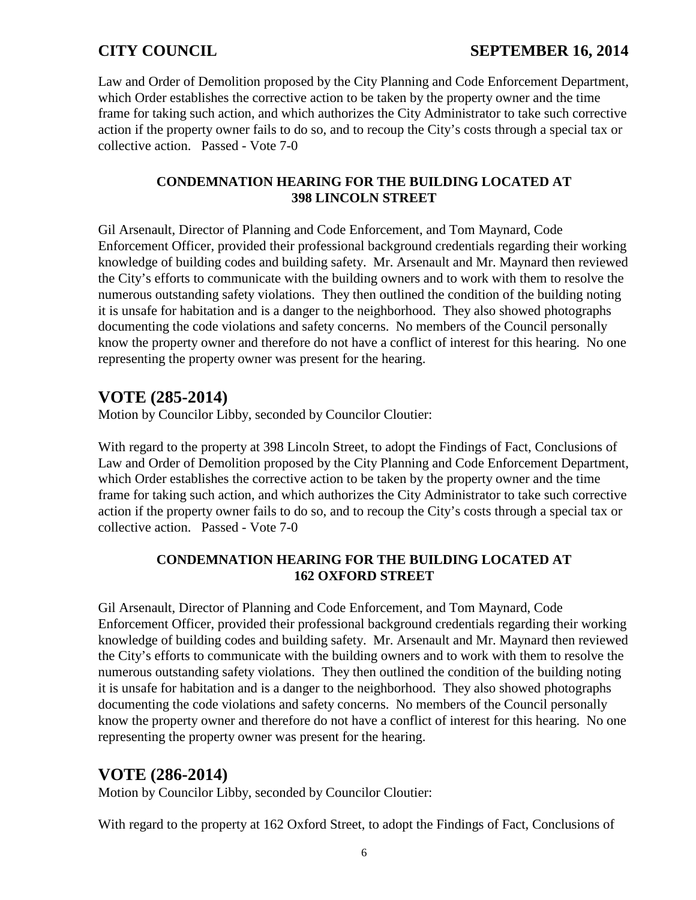Law and Order of Demolition proposed by the City Planning and Code Enforcement Department, which Order establishes the corrective action to be taken by the property owner and the time frame for taking such action, and which authorizes the City Administrator to take such corrective action if the property owner fails to do so, and to recoup the City's costs through a special tax or collective action. Passed - Vote 7-0

**CONDEMNATION HEARING FOR THE BUILDING LOCATED AT 398 LINCOLN STREET**

Gil Arsenault, Director of Planning and Code Enforcement, and Tom Maynard, Code Enforcement Officer, provided their professional background credentials regarding their working knowledge of building codes and building safety. Mr. Arsenault and Mr. Maynard then reviewed the City's efforts to communicate with the building owners and to work with them to resolve the numerous outstanding safety violations. They then outlined the condition of the building noting it is unsafe for habitation and is a danger to the neighborhood. They also showed photographs documenting the code violations and safety concerns. No members of the Council personally know the property owner and therefore do not have a conflict of interest for this hearing. No one representing the property owner was present for the hearing.

## VOTE (285-2014)

Motion by Councilor Libby, seconded by Councilor Cloutier:

With regard to the property at 398 Lincoln Street, to adopt the Findings of Fact, Conclusions of Law and Order of Demolition proposed by the City Planning and Code Enforcement Department, which Order establishes the corrective action to be taken by the property owner and the time frame for taking such action, and which authorizes the City Administrator to take such corrective action if the property owner fails to do so, and to recoup the City's costs through a special tax or collective action. Passed - Vote 7-0

**CONDEMNATION HEARING FOR THE BUILDING LOCATED AT 162 OXFORD STREET**

Gil Arsenault, Director of Planning and Code Enforcement, and Tom Maynard, Code Enforcement Officer, provided their professional background credentials regarding their working knowledge of building codes and building safety. Mr. Arsenault and Mr. Maynard then reviewed the City's efforts to communicate with the building owners and to work with them to resolve the numerous outstanding safety violations. They then outlined the condition of the building noting it is unsafe for habitation and is a danger to the neighborhood. They also showed photographs documenting the code violations and safety concerns. No members of the Council personally know the property owner and therefore do not have a conflict of interest for this hearing. No one representing the property owner was present for the hearing.

## VOTE (286-2014)

Motion by Councilor Libby, seconded by Councilor Cloutier:

With regard to the property at 162 Oxford Street, to adopt the Findings of Fact, Conclusions of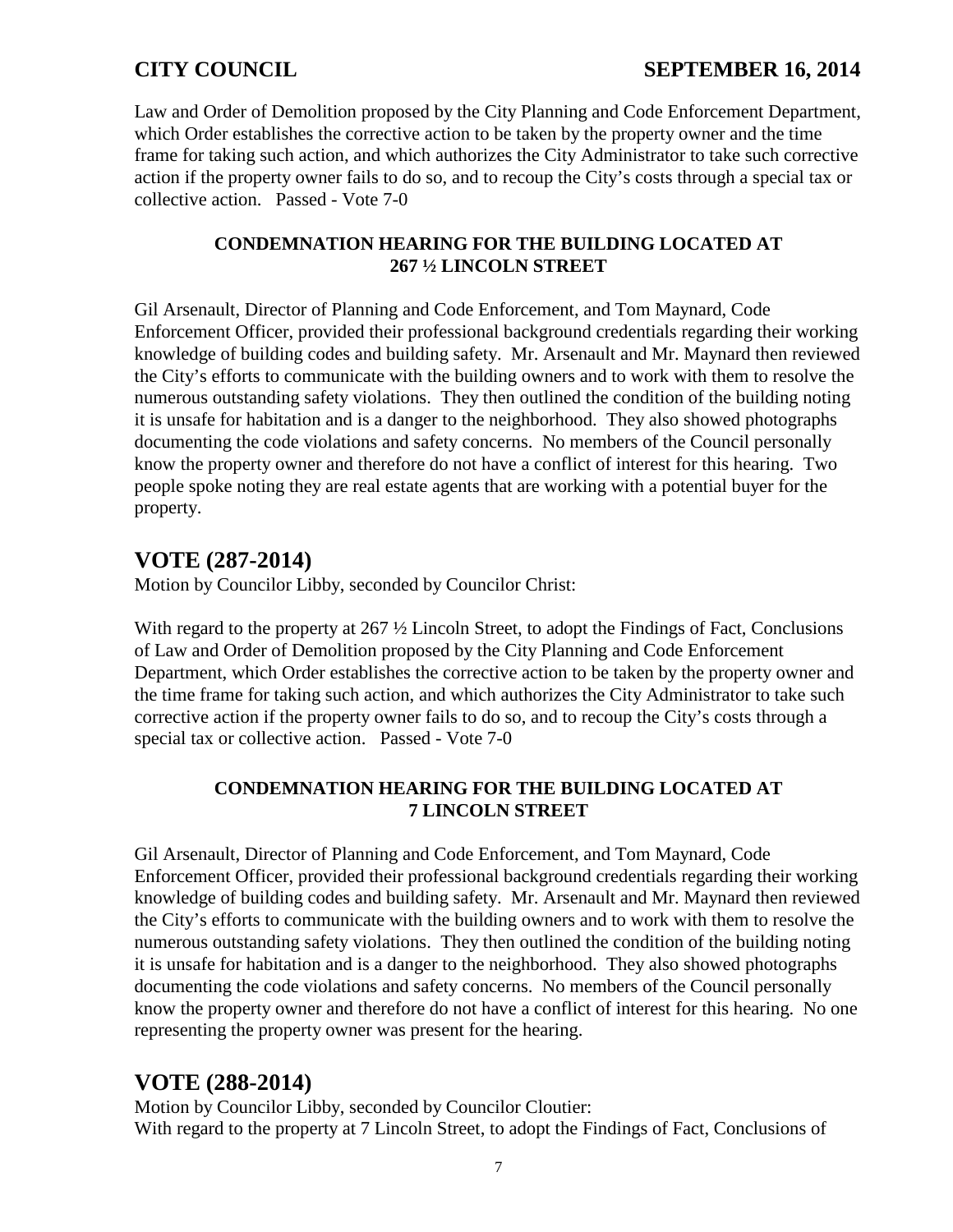Law and Order of Demolition proposed by the City Planning and Code Enforcement Department, which Order establishes the corrective action to be taken by the property owner and the time frame for taking such action, and which authorizes the City Administrator to take such corrective action if the property owner fails to do so, and to recoup the City's costs through a special tax or collective action. Passed - Vote 7-0

**CONDEMNATION HEARING FOR THE BUILDING LOCATED AT 267 ½ LINCOLN STREET**

Gil Arsenault, Director of Planning and Code Enforcement, and Tom Maynard, Code Enforcement Officer, provided their professional background credentials regarding their working knowledge of building codes and building safety. Mr. Arsenault and Mr. Maynard then reviewed the City's efforts to communicate with the building owners and to work with them to resolve the numerous outstanding safety violations. They then outlined the condition of the building noting it is unsafe for habitation and is a danger to the neighborhood. They also showed photographs documenting the code violations and safety concerns. No members of the Council personally know the property owner and therefore do not have a conflict of interest for this hearing. Two people spoke noting they are real estate agents that are working with a potential buyer for the property.

## VOTE (287-2014)

Motion by Councilor Libby, seconded by Councilor Christ:

With regard to the property at 267 ½ Lincoln Street, to adopt the Findings of Fact, Conclusions of Law and Order of Demolition proposed by the City Planning and Code Enforcement Department, which Order establishes the corrective action to be taken by the property owner and the time frame for taking such action, and which authorizes the City Administrator to take such corrective action if the property owner fails to do so, and to recoup the City's costs through a special tax or collective action. Passed - Vote 7-0

**CONDEMNATION HEARING FOR THE BUILDING LOCATED AT 7 LINCOLN STREET**

Gil Arsenault, Director of Planning and Code Enforcement, and Tom Maynard, Code Enforcement Officer, provided their professional background credentials regarding their working knowledge of building codes and building safety. Mr. Arsenault and Mr. Maynard then reviewed the City's efforts to communicate with the building owners and to work with them to resolve the numerous outstanding safety violations. They then outlined the condition of the building noting it is unsafe for habitation and is a danger to the neighborhood. They also showed photographs documenting the code violations and safety concerns. No members of the Council personally know the property owner and therefore do not have a conflict of interest for this hearing. No one representing the property owner was present for the hearing.

## VOTE (288-2014)

Motion by Councilor Libby, seconded by Councilor Cloutier:
With regard to the property at 7 Lincoln Street, to adopt the Findings of Fact, Conclusions of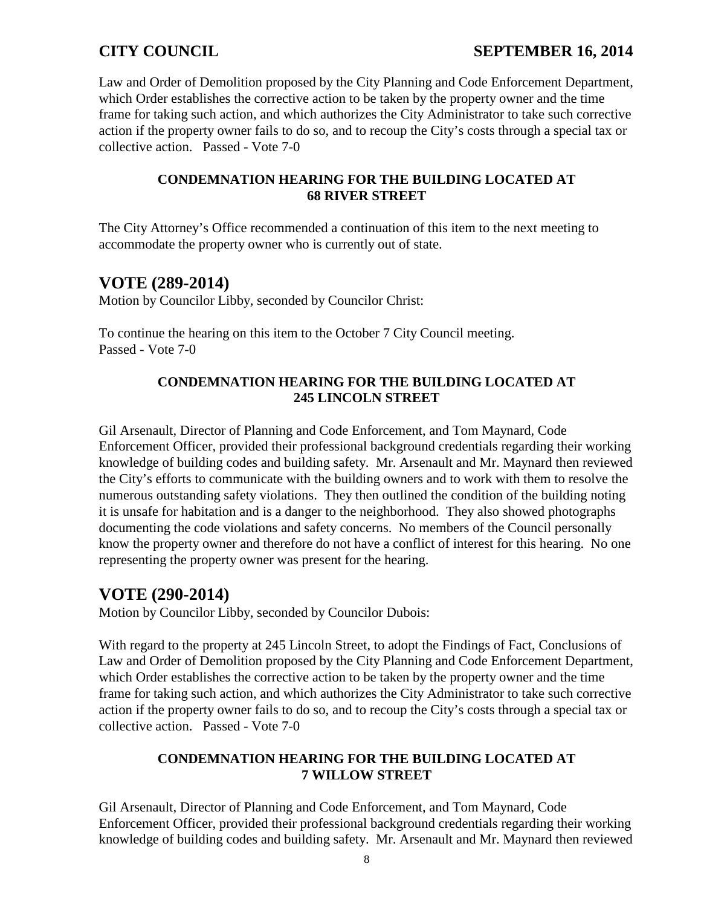Law and Order of Demolition proposed by the City Planning and Code Enforcement Department, which Order establishes the corrective action to be taken by the property owner and the time frame for taking such action, and which authorizes the City Administrator to take such corrective action if the property owner fails to do so, and to recoup the City's costs through a special tax or collective action. Passed - Vote 7-0

**CONDEMNATION HEARING FOR THE BUILDING LOCATED AT 68 RIVER STREET**

The City Attorney's Office recommended a continuation of this item to the next meeting to accommodate the property owner who is currently out of state.

## VOTE (289-2014)

Motion by Councilor Libby, seconded by Councilor Christ:

To continue the hearing on this item to the October 7 City Council meeting.
Passed - Vote 7-0

**CONDEMNATION HEARING FOR THE BUILDING LOCATED AT 245 LINCOLN STREET**

Gil Arsenault, Director of Planning and Code Enforcement, and Tom Maynard, Code Enforcement Officer, provided their professional background credentials regarding their working knowledge of building codes and building safety. Mr. Arsenault and Mr. Maynard then reviewed the City's efforts to communicate with the building owners and to work with them to resolve the numerous outstanding safety violations. They then outlined the condition of the building noting it is unsafe for habitation and is a danger to the neighborhood. They also showed photographs documenting the code violations and safety concerns. No members of the Council personally know the property owner and therefore do not have a conflict of interest for this hearing. No one representing the property owner was present for the hearing.

## VOTE (290-2014)

Motion by Councilor Libby, seconded by Councilor Dubois:

With regard to the property at 245 Lincoln Street, to adopt the Findings of Fact, Conclusions of Law and Order of Demolition proposed by the City Planning and Code Enforcement Department, which Order establishes the corrective action to be taken by the property owner and the time frame for taking such action, and which authorizes the City Administrator to take such corrective action if the property owner fails to do so, and to recoup the City's costs through a special tax or collective action. Passed - Vote 7-0

**CONDEMNATION HEARING FOR THE BUILDING LOCATED AT 7 WILLOW STREET**

Gil Arsenault, Director of Planning and Code Enforcement, and Tom Maynard, Code Enforcement Officer, provided their professional background credentials regarding their working knowledge of building codes and building safety. Mr. Arsenault and Mr. Maynard then reviewed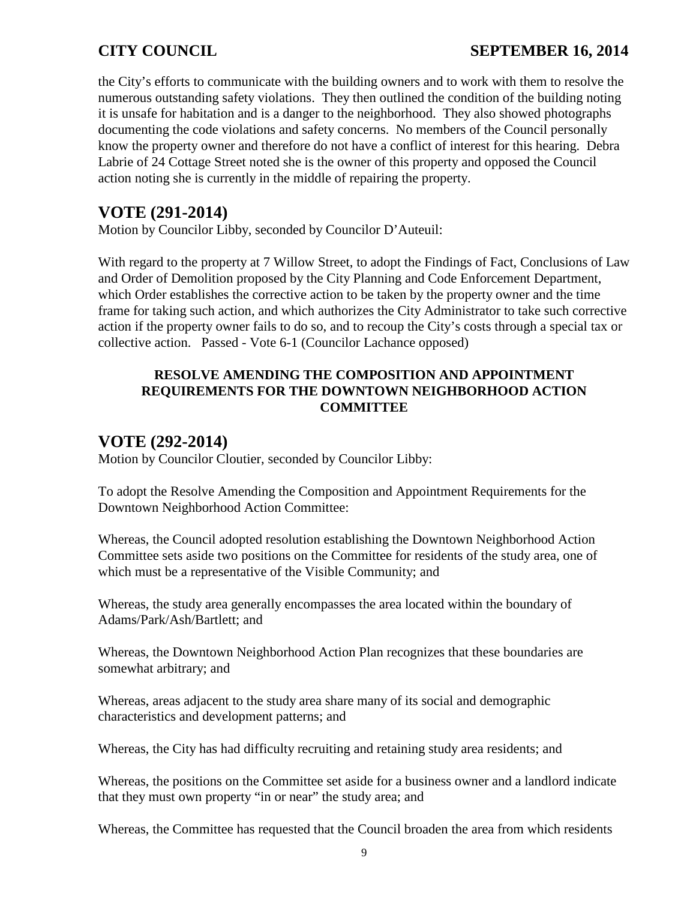the City's efforts to communicate with the building owners and to work with them to resolve the numerous outstanding safety violations. They then outlined the condition of the building noting it is unsafe for habitation and is a danger to the neighborhood. They also showed photographs documenting the code violations and safety concerns. No members of the Council personally know the property owner and therefore do not have a conflict of interest for this hearing. Debra Labrie of 24 Cottage Street noted she is the owner of this property and opposed the Council action noting she is currently in the middle of repairing the property.

## VOTE (291-2014)

Motion by Councilor Libby, seconded by Councilor D'Auteuil:

With regard to the property at 7 Willow Street, to adopt the Findings of Fact, Conclusions of Law and Order of Demolition proposed by the City Planning and Code Enforcement Department, which Order establishes the corrective action to be taken by the property owner and the time frame for taking such action, and which authorizes the City Administrator to take such corrective action if the property owner fails to do so, and to recoup the City's costs through a special tax or collective action. Passed - Vote 6-1 (Councilor Lachance opposed)

**RESOLVE AMENDING THE COMPOSITION AND APPOINTMENT REQUIREMENTS FOR THE DOWNTOWN NEIGHBORHOOD ACTION COMMITTEE**

## VOTE (292-2014)

Motion by Councilor Cloutier, seconded by Councilor Libby:

To adopt the Resolve Amending the Composition and Appointment Requirements for the Downtown Neighborhood Action Committee:

Whereas, the Council adopted resolution establishing the Downtown Neighborhood Action Committee sets aside two positions on the Committee for residents of the study area, one of which must be a representative of the Visible Community; and

Whereas, the study area generally encompasses the area located within the boundary of Adams/Park/Ash/Bartlett; and

Whereas, the Downtown Neighborhood Action Plan recognizes that these boundaries are somewhat arbitrary; and

Whereas, areas adjacent to the study area share many of its social and demographic characteristics and development patterns; and

Whereas, the City has had difficulty recruiting and retaining study area residents; and

Whereas, the positions on the Committee set aside for a business owner and a landlord indicate that they must own property "in or near" the study area; and

Whereas, the Committee has requested that the Council broaden the area from which residents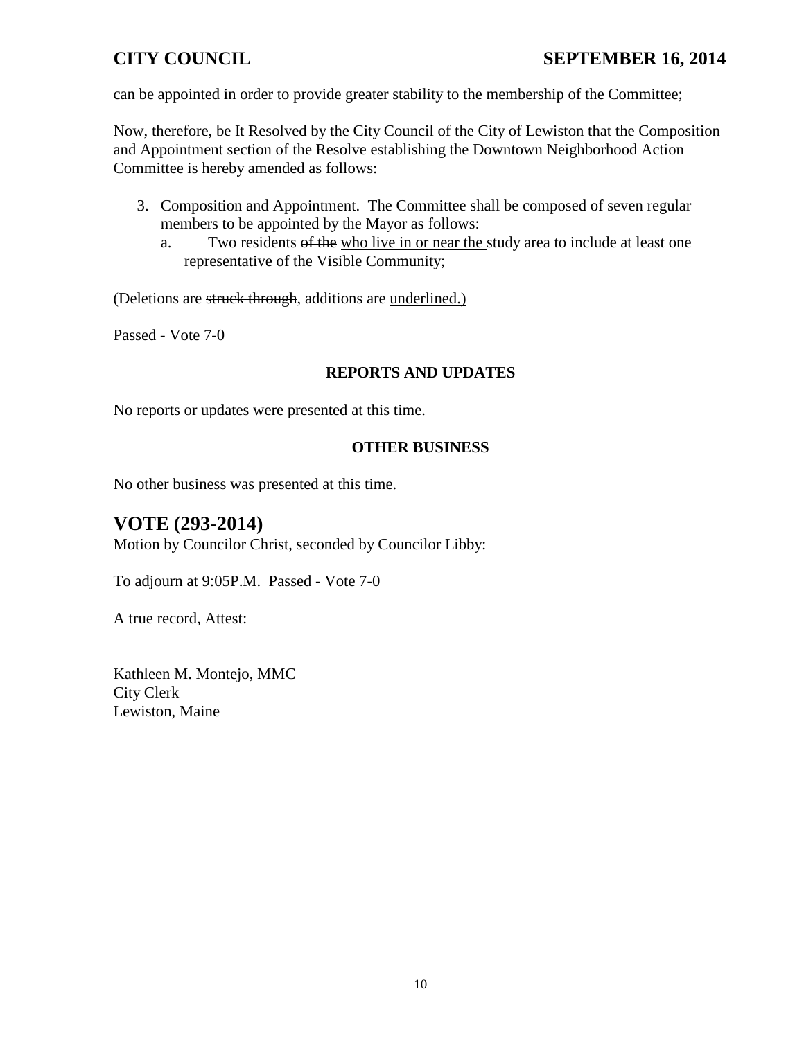can be appointed in order to provide greater stability to the membership of the Committee;

Now, therefore, be It Resolved by the City Council of the City of Lewiston that the Composition and Appointment section of the Resolve establishing the Downtown Neighborhood Action Committee is hereby amended as follows:

3. Composition and Appointment. The Committee shall be composed of seven regular members to be appointed by the Mayor as follows:
   a. Two residents ~~of the~~ <u>who live in or near the</u> study area to include at least one representative of the Visible Community;

(Deletions are ~~struck through~~, additions are <u>underlined.)</u>

Passed - Vote 7-0

**REPORTS AND UPDATES**

No reports or updates were presented at this time.

**OTHER BUSINESS**

No other business was presented at this time.

## VOTE (293-2014)

Motion by Councilor Christ, seconded by Councilor Libby:

To adjourn at 9:05P.M. Passed - Vote 7-0

A true record, Attest:

Kathleen M. Montejo, MMC
City Clerk
Lewiston, Maine